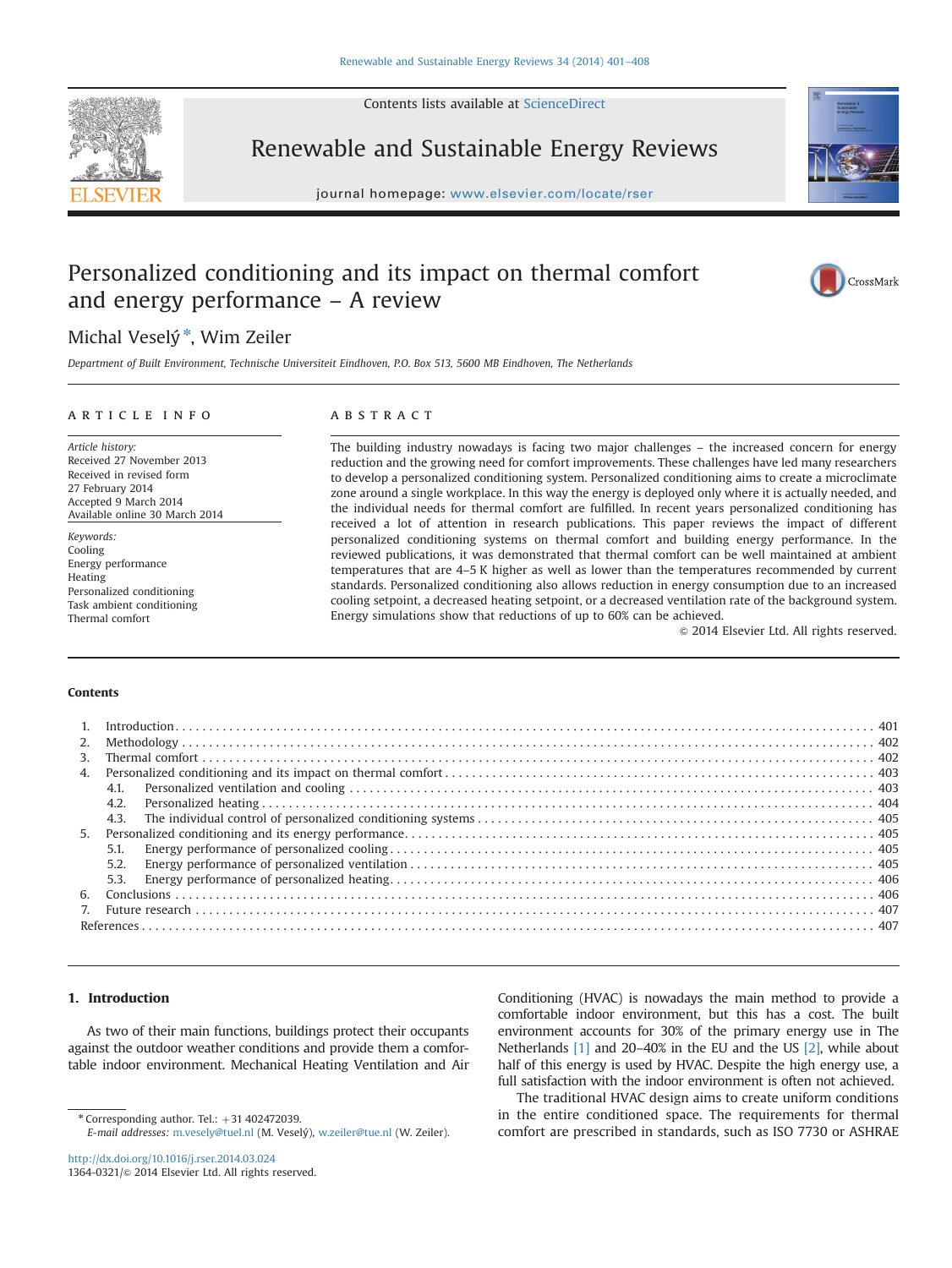# Personalized conditioning and its impact on thermal comfort and energy performance – A review

Michal Veselý*, Wim Zeiler

*Department of Built Environment, Technische Universiteit Eindhoven, P.O. Box 513, 5600 MB Eindhoven, The Netherlands*

## ARTICLE INFO

*Article history:*
Received 27 November 2013
Received in revised form
27 February 2014
Accepted 9 March 2014
Available online 30 March 2014

*Keywords:*
Cooling
Energy performance
Heating
Personalized conditioning
Task ambient conditioning
Thermal comfort

## ABSTRACT

The building industry nowadays is facing two major challenges – the increased concern for energy reduction and the growing need for comfort improvements. These challenges have led many researchers to develop a personalized conditioning system. Personalized conditioning aims to create a microclimate zone around a single workplace. In this way the energy is deployed only where it is actually needed, and the individual needs for thermal comfort are fulfilled. In recent years personalized conditioning has received a lot of attention in research publications. This paper reviews the impact of different personalized conditioning systems on thermal comfort and building energy performance. In the reviewed publications, it was demonstrated that thermal comfort can be well maintained at ambient temperatures that are 4–5 K higher as well as lower than the temperatures recommended by current standards. Personalized conditioning also allows reduction in energy consumption due to an increased cooling setpoint, a decreased heating setpoint, or a decreased ventilation rate of the background system. Energy simulations show that reductions of up to 60% can be achieved.

© 2014 Elsevier Ltd. All rights reserved.

## Contents

1. Introduction ........ 401
2. Methodology ........ 402
3. Thermal comfort ........ 402
4. Personalized conditioning and its impact on thermal comfort ........ 403
   - 4.1. Personalized ventilation and cooling ........ 403
   - 4.2. Personalized heating ........ 404
   - 4.3. The individual control of personalized conditioning systems ........ 405
5. Personalized conditioning and its energy performance ........ 405
   - 5.1. Energy performance of personalized cooling ........ 405
   - 5.2. Energy performance of personalized ventilation ........ 405
   - 5.3. Energy performance of personalized heating ........ 406
6. Conclusions ........ 406
7. Future research ........ 407

References ........ 407

## 1. Introduction

As two of their main functions, buildings protect their occupants against the outdoor weather conditions and provide them a comfortable indoor environment. Mechanical Heating Ventilation and Air Conditioning (HVAC) is nowadays the main method to provide a comfortable indoor environment, but this has a cost. The built environment accounts for 30% of the primary energy use in The Netherlands [1] and 20–40% in the EU and the US [2], while about half of this energy is used by HVAC. Despite the high energy use, a full satisfaction with the indoor environment is often not achieved.

The traditional HVAC design aims to create uniform conditions in the entire conditioned space. The requirements for thermal comfort are prescribed in standards, such as ISO 7730 or ASHRAE

---

* Corresponding author. Tel.: +31 402472039.
*E-mail addresses:* m.vesely@tuel.nl (M. Veselý), w.zeiler@tue.nl (W. Zeiler).

http://dx.doi.org/10.1016/j.rser.2014.03.024
1364-0321/© 2014 Elsevier Ltd. All rights reserved.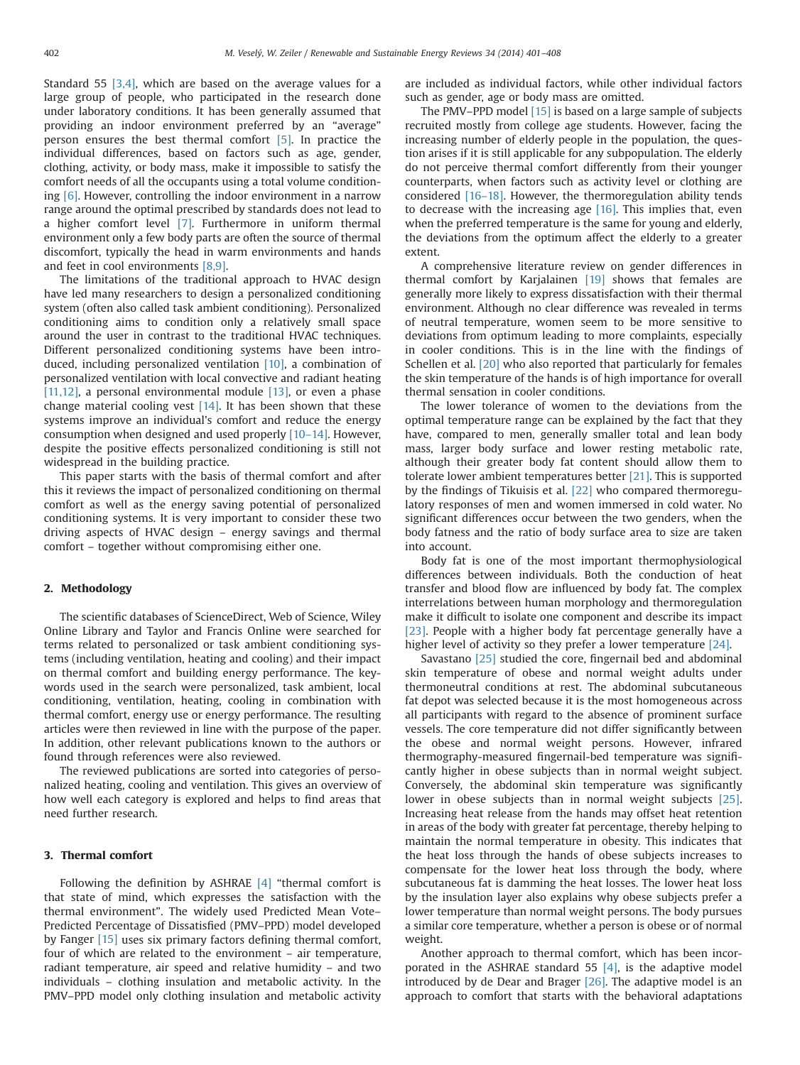Standard 55 [3,4], which are based on the average values for a large group of people, who participated in the research done under laboratory conditions. It has been generally assumed that providing an indoor environment preferred by an "average" person ensures the best thermal comfort [5]. In practice the individual differences, based on factors such as age, gender, clothing, activity, or body mass, make it impossible to satisfy the comfort needs of all the occupants using a total volume conditioning [6]. However, controlling the indoor environment in a narrow range around the optimal prescribed by standards does not lead to a higher comfort level [7]. Furthermore in uniform thermal environment only a few body parts are often the source of thermal discomfort, typically the head in warm environments and hands and feet in cool environments [8,9].

The limitations of the traditional approach to HVAC design have led many researchers to design a personalized conditioning system (often also called task ambient conditioning). Personalized conditioning aims to condition only a relatively small space around the user in contrast to the traditional HVAC techniques. Different personalized conditioning systems have been introduced, including personalized ventilation [10], a combination of personalized ventilation with local convective and radiant heating [11,12], a personal environmental module [13], or even a phase change material cooling vest [14]. It has been shown that these systems improve an individual's comfort and reduce the energy consumption when designed and used properly [10–14]. However, despite the positive effects personalized conditioning is still not widespread in the building practice.

This paper starts with the basis of thermal comfort and after this it reviews the impact of personalized conditioning on thermal comfort as well as the energy saving potential of personalized conditioning systems. It is very important to consider these two driving aspects of HVAC design – energy savings and thermal comfort – together without compromising either one.

## 2. Methodology

The scientific databases of ScienceDirect, Web of Science, Wiley Online Library and Taylor and Francis Online were searched for terms related to personalized or task ambient conditioning systems (including ventilation, heating and cooling) and their impact on thermal comfort and building energy performance. The keywords used in the search were personalized, task ambient, local conditioning, ventilation, heating, cooling in combination with thermal comfort, energy use or energy performance. The resulting articles were then reviewed in line with the purpose of the paper. In addition, other relevant publications known to the authors or found through references were also reviewed.

The reviewed publications are sorted into categories of personalized heating, cooling and ventilation. This gives an overview of how well each category is explored and helps to find areas that need further research.

## 3. Thermal comfort

Following the definition by ASHRAE [4] "thermal comfort is that state of mind, which expresses the satisfaction with the thermal environment". The widely used Predicted Mean Vote–Predicted Percentage of Dissatisfied (PMV–PPD) model developed by Fanger [15] uses six primary factors defining thermal comfort, four of which are related to the environment – air temperature, radiant temperature, air speed and relative humidity – and two individuals – clothing insulation and metabolic activity. In the PMV–PPD model only clothing insulation and metabolic activity are included as individual factors, while other individual factors such as gender, age or body mass are omitted.

The PMV–PPD model [15] is based on a large sample of subjects recruited mostly from college age students. However, facing the increasing number of elderly people in the population, the question arises if it is still applicable for any subpopulation. The elderly do not perceive thermal comfort differently from their younger counterparts, when factors such as activity level or clothing are considered [16–18]. However, the thermoregulation ability tends to decrease with the increasing age [16]. This implies that, even when the preferred temperature is the same for young and elderly, the deviations from the optimum affect the elderly to a greater extent.

A comprehensive literature review on gender differences in thermal comfort by Karjalainen [19] shows that females are generally more likely to express dissatisfaction with their thermal environment. Although no clear difference was revealed in terms of neutral temperature, women seem to be more sensitive to deviations from optimum leading to more complaints, especially in cooler conditions. This is in the line with the findings of Schellen et al. [20] who also reported that particularly for females the skin temperature of the hands is of high importance for overall thermal sensation in cooler conditions.

The lower tolerance of women to the deviations from the optimal temperature range can be explained by the fact that they have, compared to men, generally smaller total and lean body mass, larger body surface and lower resting metabolic rate, although their greater body fat content should allow them to tolerate lower ambient temperatures better [21]. This is supported by the findings of Tikuisis et al. [22] who compared thermoregulatory responses of men and women immersed in cold water. No significant differences occur between the two genders, when the body fatness and the ratio of body surface area to size are taken into account.

Body fat is one of the most important thermophysiological differences between individuals. Both the conduction of heat transfer and blood flow are influenced by body fat. The complex interrelations between human morphology and thermoregulation make it difficult to isolate one component and describe its impact [23]. People with a higher body fat percentage generally have a higher level of activity so they prefer a lower temperature [24].

Savastano [25] studied the core, fingernail bed and abdominal skin temperature of obese and normal weight adults under thermoneutral conditions at rest. The abdominal subcutaneous fat depot was selected because it is the most homogeneous across all participants with regard to the absence of prominent surface vessels. The core temperature did not differ significantly between the obese and normal weight persons. However, infrared thermography-measured fingernail-bed temperature was significantly higher in obese subjects than in normal weight subject. Conversely, the abdominal skin temperature was significantly lower in obese subjects than in normal weight subjects [25]. Increasing heat release from the hands may offset heat retention in areas of the body with greater fat percentage, thereby helping to maintain the normal temperature in obesity. This indicates that the heat loss through the hands of obese subjects increases to compensate for the lower heat loss through the body, where subcutaneous fat is damming the heat losses. The lower heat loss by the insulation layer also explains why obese subjects prefer a lower temperature than normal weight persons. The body pursues a similar core temperature, whether a person is obese or of normal weight.

Another approach to thermal comfort, which has been incorporated in the ASHRAE standard 55 [4], is the adaptive model introduced by de Dear and Brager [26]. The adaptive model is an approach to comfort that starts with the behavioral adaptations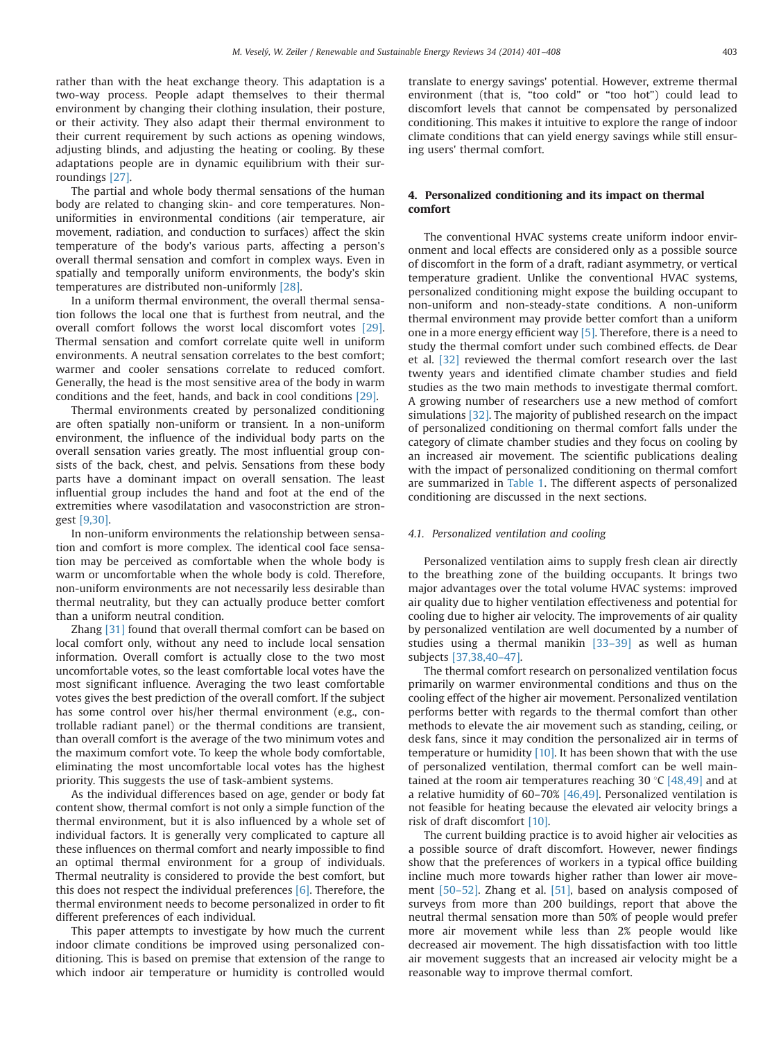rather than with the heat exchange theory. This adaptation is a two-way process. People adapt themselves to their thermal environment by changing their clothing insulation, their posture, or their activity. They also adapt their thermal environment to their current requirement by such actions as opening windows, adjusting blinds, and adjusting the heating or cooling. By these adaptations people are in dynamic equilibrium with their surroundings [27].

The partial and whole body thermal sensations of the human body are related to changing skin- and core temperatures. Non-uniformities in environmental conditions (air temperature, air movement, radiation, and conduction to surfaces) affect the skin temperature of the body's various parts, affecting a person's overall thermal sensation and comfort in complex ways. Even in spatially and temporally uniform environments, the body's skin temperatures are distributed non-uniformly [28].

In a uniform thermal environment, the overall thermal sensation follows the local one that is furthest from neutral, and the overall comfort follows the worst local discomfort votes [29]. Thermal sensation and comfort correlate quite well in uniform environments. A neutral sensation correlates to the best comfort; warmer and cooler sensations correlate to reduced comfort. Generally, the head is the most sensitive area of the body in warm conditions and the feet, hands, and back in cool conditions [29].

Thermal environments created by personalized conditioning are often spatially non-uniform or transient. In a non-uniform environment, the influence of the individual body parts on the overall sensation varies greatly. The most influential group consists of the back, chest, and pelvis. Sensations from these body parts have a dominant impact on overall sensation. The least influential group includes the hand and foot at the end of the extremities where vasodilatation and vasoconstriction are strongest [9,30].

In non-uniform environments the relationship between sensation and comfort is more complex. The identical cool face sensation may be perceived as comfortable when the whole body is warm or uncomfortable when the whole body is cold. Therefore, non-uniform environments are not necessarily less desirable than thermal neutrality, but they can actually produce better comfort than a uniform neutral condition.

Zhang [31] found that overall thermal comfort can be based on local comfort only, without any need to include local sensation information. Overall comfort is actually close to the two most uncomfortable votes, so the least comfortable local votes have the most significant influence. Averaging the two least comfortable votes gives the best prediction of the overall comfort. If the subject has some control over his/her thermal environment (e.g., controllable radiant panel) or the thermal conditions are transient, than overall comfort is the average of the two minimum votes and the maximum comfort vote. To keep the whole body comfortable, eliminating the most uncomfortable local votes has the highest priority. This suggests the use of task-ambient systems.

As the individual differences based on age, gender or body fat content show, thermal comfort is not only a simple function of the thermal environment, but it is also influenced by a whole set of individual factors. It is generally very complicated to capture all these influences on thermal comfort and nearly impossible to find an optimal thermal environment for a group of individuals. Thermal neutrality is considered to provide the best comfort, but this does not respect the individual preferences [6]. Therefore, the thermal environment needs to become personalized in order to fit different preferences of each individual.

This paper attempts to investigate by how much the current indoor climate conditions be improved using personalized conditioning. This is based on premise that extension of the range to which indoor air temperature or humidity is controlled would translate to energy savings' potential. However, extreme thermal environment (that is, "too cold" or "too hot") could lead to discomfort levels that cannot be compensated by personalized conditioning. This makes it intuitive to explore the range of indoor climate conditions that can yield energy savings while still ensuring users' thermal comfort.

## 4. Personalized conditioning and its impact on thermal comfort

The conventional HVAC systems create uniform indoor environment and local effects are considered only as a possible source of discomfort in the form of a draft, radiant asymmetry, or vertical temperature gradient. Unlike the conventional HVAC systems, personalized conditioning might expose the building occupant to non-uniform and non-steady-state conditions. A non-uniform thermal environment may provide better comfort than a uniform one in a more energy efficient way [5]. Therefore, there is a need to study the thermal comfort under such combined effects. de Dear et al. [32] reviewed the thermal comfort research over the last twenty years and identified climate chamber studies and field studies as the two main methods to investigate thermal comfort. A growing number of researchers use a new method of comfort simulations [32]. The majority of published research on the impact of personalized conditioning on thermal comfort falls under the category of climate chamber studies and they focus on cooling by an increased air movement. The scientific publications dealing with the impact of personalized conditioning on thermal comfort are summarized in Table 1. The different aspects of personalized conditioning are discussed in the next sections.

### 4.1. Personalized ventilation and cooling

Personalized ventilation aims to supply fresh clean air directly to the breathing zone of the building occupants. It brings two major advantages over the total volume HVAC systems: improved air quality due to higher ventilation effectiveness and potential for cooling due to higher air velocity. The improvements of air quality by personalized ventilation are well documented by a number of studies using a thermal manikin [33–39] as well as human subjects [37,38,40–47].

The thermal comfort research on personalized ventilation focus primarily on warmer environmental conditions and thus on the cooling effect of the higher air movement. Personalized ventilation performs better with regards to the thermal comfort than other methods to elevate the air movement such as standing, ceiling, or desk fans, since it may condition the personalized air in terms of temperature or humidity [10]. It has been shown that with the use of personalized ventilation, thermal comfort can be well maintained at the room air temperatures reaching 30 °C [48,49] and at a relative humidity of 60–70% [46,49]. Personalized ventilation is not feasible for heating because the elevated air velocity brings a risk of draft discomfort [10].

The current building practice is to avoid higher air velocities as a possible source of draft discomfort. However, newer findings show that the preferences of workers in a typical office building incline much more towards higher rather than lower air movement [50–52]. Zhang et al. [51], based on analysis composed of surveys from more than 200 buildings, report that above the neutral thermal sensation more than 50% of people would prefer more air movement while less than 2% people would like decreased air movement. The high dissatisfaction with too little air movement suggests that an increased air velocity might be a reasonable way to improve thermal comfort.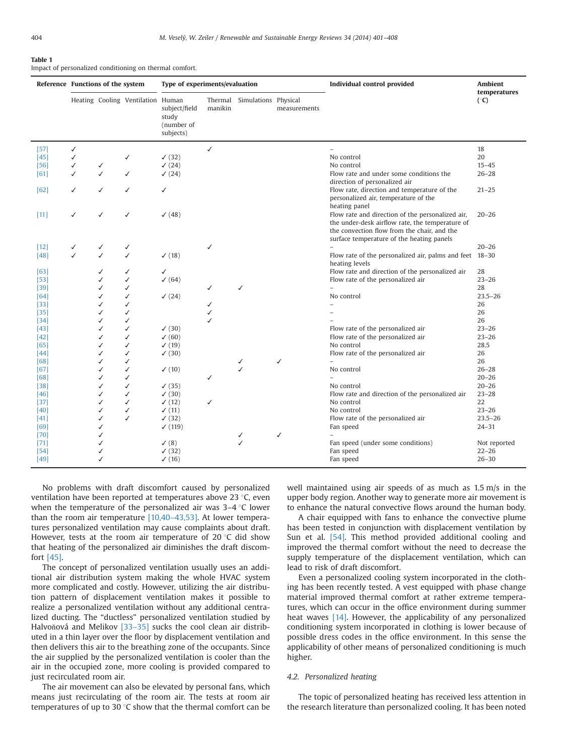**Table 1**
Impact of personalized conditioning on thermal comfort.

| Reference | Functions of the system | | | Type of experiments/evaluation | | | | Individual control provided | Ambient temperatures (°C) |
|---|---|---|---|---|---|---|---|---|---|
| | Heating | Cooling | Ventilation | Human subject/field study (number of subjects) | Thermal manikin | Simulations | Physical measurements | | |
| [57] | ✓ | | | | ✓ | | | – | 18 |
| [45] | ✓ | | ✓ | ✓ (32) | | | | No control | 20 |
| [56] | ✓ | ✓ | | ✓ (24) | | | | No control | 15–45 |
| [61] | ✓ | ✓ | ✓ | ✓ (24) | | | | Flow rate and under some conditions the direction of personalized air | 26–28 |
| [62] | ✓ | ✓ | ✓ | ✓ | | | | Flow rate, direction and temperature of the personalized air, temperature of the heating panel | 21–25 |
| [11] | ✓ | ✓ | ✓ | ✓ (48) | | | | Flow rate and direction of the personalized air, the under-desk airflow rate, the temperature of the convection flow from the chair, and the surface temperature of the heating panels | 20–26 |
| [12] | ✓ | ✓ | ✓ | | ✓ | | | – | 20–26 |
| [48] | ✓ | ✓ | ✓ | ✓ (18) | | | | Flow rate of the personalized air, palms and feet heating levels | 18–30 |
| [63] | | ✓ | ✓ | ✓ | | | | Flow rate and direction of the personalized air | 28 |
| [53] | | ✓ | ✓ | ✓ (64) | | | | Flow rate of the personalized air | 23–26 |
| [39] | | ✓ | ✓ | | ✓ | ✓ | | – | 28 |
| [64] | | ✓ | ✓ | ✓ (24) | | | | No control | 23.5–26 |
| [33] | | ✓ | ✓ | | ✓ | | | – | 26 |
| [35] | | ✓ | ✓ | | ✓ | | | – | 26 |
| [34] | | ✓ | ✓ | | ✓ | | | – | 26 |
| [43] | | ✓ | ✓ | ✓ (30) | | | | Flow rate of the personalized air | 23–26 |
| [42] | | ✓ | ✓ | ✓ (60) | | | | Flow rate of the personalized air | 23–26 |
| [65] | | ✓ | ✓ | ✓ (19) | | | | No control | 28.5 |
| [44] | | ✓ | ✓ | ✓ (30) | | | | Flow rate of the personalized air | 26 |
| [68] | | ✓ | ✓ | | | ✓ | ✓ | – | 26 |
| [67] | | ✓ | ✓ | ✓ (10) | | ✓ | | No control | 26–28 |
| [68] | | ✓ | ✓ | | ✓ | | | – | 20–26 |
| [38] | | ✓ | ✓ | ✓ (35) | | | | No control | 20–26 |
| [46] | | ✓ | ✓ | ✓ (30) | | | | Flow rate and direction of the personalized air | 23–28 |
| [37] | | ✓ | ✓ | ✓ (12) | ✓ | | | No control | 22 |
| [40] | | ✓ | ✓ | ✓ (11) | | | | No control | 23–26 |
| [41] | | ✓ | ✓ | ✓ (32) | | | | Flow rate of the personalized air | 23.5–26 |
| [69] | | ✓ | | ✓ (119) | | | | Fan speed | 24–31 |
| [70] | | ✓ | | | | ✓ | ✓ | – | |
| [71] | | ✓ | | ✓ (8) | | ✓ | | Fan speed (under some conditions) | Not reported |
| [54] | | ✓ | | ✓ (32) | | | | Fan speed | 22–26 |
| [49] | | ✓ | | ✓ (16) | | | | Fan speed | 26–30 |

No problems with draft discomfort caused by personalized ventilation have been reported at temperatures above 23 °C, even when the temperature of the personalized air was 3–4 °C lower than the room air temperature [10,40–43,53]. At lower temperatures personalized ventilation may cause complaints about draft. However, tests at the room air temperature of 20 °C did show that heating of the personalized air diminishes the draft discomfort [45].

The concept of personalized ventilation usually uses an additional air distribution system making the whole HVAC system more complicated and costly. However, utilizing the air distribution pattern of displacement ventilation makes it possible to realize a personalized ventilation without any additional centralized ducting. The "ductless" personalized ventilation studied by Halvoňová and Melikov [33–35] sucks the cool clean air distributed in a thin layer over the floor by displacement ventilation and then delivers this air to the breathing zone of the occupants. Since the air supplied by the personalized ventilation is cooler than the air in the occupied zone, more cooling is provided compared to just recirculated room air.

The air movement can also be elevated by personal fans, which means just recirculating of the room air. The tests at room air temperatures of up to 30 °C show that the thermal comfort can be well maintained using air speeds of as much as 1.5 m/s in the upper body region. Another way to generate more air movement is to enhance the natural convective flows around the human body.

A chair equipped with fans to enhance the convective plume has been tested in conjunction with displacement ventilation by Sun et al. [54]. This method provided additional cooling and improved the thermal comfort without the need to decrease the supply temperature of the displacement ventilation, which can lead to risk of draft discomfort.

Even a personalized cooling system incorporated in the clothing has been recently tested. A vest equipped with phase change material improved thermal comfort at rather extreme temperatures, which can occur in the office environment during summer heat waves [14]. However, the applicability of any personalized conditioning system incorporated in clothing is lower because of possible dress codes in the office environment. In this sense the applicability of other means of personalized conditioning is much higher.

### *4.2. Personalized heating*

The topic of personalized heating has received less attention in the research literature than personalized cooling. It has been noted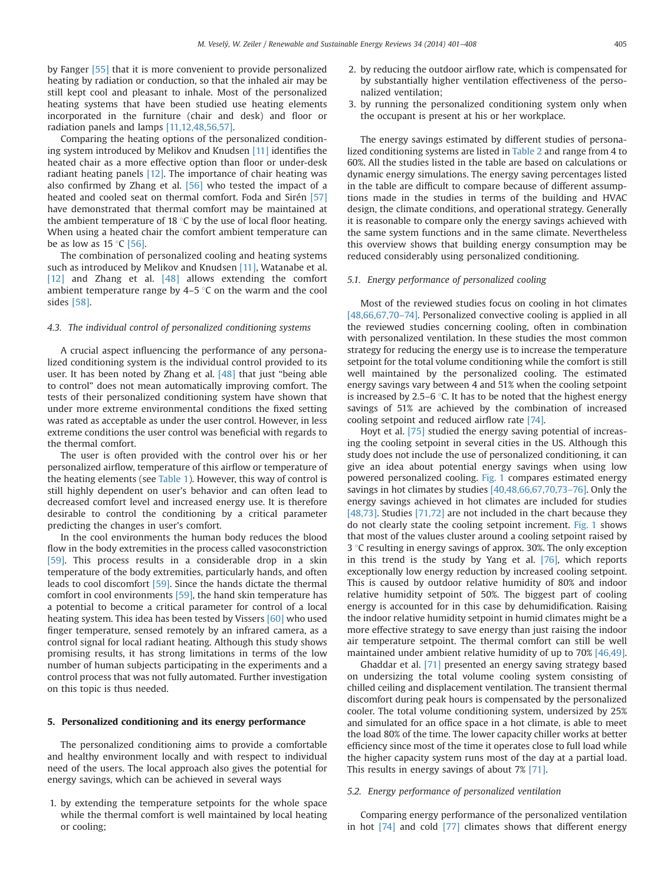by Fanger [55] that it is more convenient to provide personalized heating by radiation or conduction, so that the inhaled air may be still kept cool and pleasant to inhale. Most of the personalized heating systems that have been studied use heating elements incorporated in the furniture (chair and desk) and floor or radiation panels and lamps [11,12,48,56,57].

Comparing the heating options of the personalized conditioning system introduced by Melikov and Knudsen [11] identifies the heated chair as a more effective option than floor or under-desk radiant heating panels [12]. The importance of chair heating was also confirmed by Zhang et al. [56] who tested the impact of a heated and cooled seat on thermal comfort. Foda and Sirén [57] have demonstrated that thermal comfort may be maintained at the ambient temperature of 18 °C by the use of local floor heating. When using a heated chair the comfort ambient temperature can be as low as 15 °C [56].

The combination of personalized cooling and heating systems such as introduced by Melikov and Knudsen [11], Watanabe et al. [12] and Zhang et al. [48] allows extending the comfort ambient temperature range by 4–5 °C on the warm and the cool sides [58].

### 4.3. The individual control of personalized conditioning systems

A crucial aspect influencing the performance of any personalized conditioning system is the individual control provided to its user. It has been noted by Zhang et al. [48] that just "being able to control" does not mean automatically improving comfort. The tests of their personalized conditioning system have shown that under more extreme environmental conditions the fixed setting was rated as acceptable as under the user control. However, in less extreme conditions the user control was beneficial with regards to the thermal comfort.

The user is often provided with the control over his or her personalized airflow, temperature of this airflow or temperature of the heating elements (see Table 1). However, this way of control is still highly dependent on user's behavior and can often lead to decreased comfort level and increased energy use. It is therefore desirable to control the conditioning by a critical parameter predicting the changes in user's comfort.

In the cool environments the human body reduces the blood flow in the body extremities in the process called vasoconstriction [59]. This process results in a considerable drop in a skin temperature of the body extremities, particularly hands, and often leads to cool discomfort [59]. Since the hands dictate the thermal comfort in cool environments [59], the hand skin temperature has a potential to become a critical parameter for control of a local heating system. This idea has been tested by Vissers [60] who used finger temperature, sensed remotely by an infrared camera, as a control signal for local radiant heating. Although this study shows promising results, it has strong limitations in terms of the low number of human subjects participating in the experiments and a control process that was not fully automated. Further investigation on this topic is thus needed.

## 5. Personalized conditioning and its energy performance

The personalized conditioning aims to provide a comfortable and healthy environment locally and with respect to individual need of the users. The local approach also gives the potential for energy savings, which can be achieved in several ways

1. by extending the temperature setpoints for the whole space while the thermal comfort is well maintained by local heating or cooling;
2. by reducing the outdoor airflow rate, which is compensated for by substantially higher ventilation effectiveness of the personalized ventilation;
3. by running the personalized conditioning system only when the occupant is present at his or her workplace.

The energy savings estimated by different studies of personalized conditioning systems are listed in Table 2 and range from 4 to 60%. All the studies listed in the table are based on calculations or dynamic energy simulations. The energy saving percentages listed in the table are difficult to compare because of different assumptions made in the studies in terms of the building and HVAC design, the climate conditions, and operational strategy. Generally it is reasonable to compare only the energy savings achieved with the same system functions and in the same climate. Nevertheless this overview shows that building energy consumption may be reduced considerably using personalized conditioning.

### 5.1. Energy performance of personalized cooling

Most of the reviewed studies focus on cooling in hot climates [48,66,67,70–74]. Personalized convective cooling is applied in all the reviewed studies concerning cooling, often in combination with personalized ventilation. In these studies the most common strategy for reducing the energy use is to increase the temperature setpoint for the total volume conditioning while the comfort is still well maintained by the personalized cooling. The estimated energy savings vary between 4 and 51% when the cooling setpoint is increased by 2.5–6 °C. It has to be noted that the highest energy savings of 51% are achieved by the combination of increased cooling setpoint and reduced airflow rate [74].

Hoyt et al. [75] studied the energy saving potential of increasing the cooling setpoint in several cities in the US. Although this study does not include the use of personalized conditioning, it can give an idea about potential energy savings when using low powered personalized cooling. Fig. 1 compares estimated energy savings in hot climates by studies [40,48,66,67,70,73–76]. Only the energy savings achieved in hot climates are included for studies [48,73]. Studies [71,72] are not included in the chart because they do not clearly state the cooling setpoint increment. Fig. 1 shows that most of the values cluster around a cooling setpoint raised by 3 °C resulting in energy savings of approx. 30%. The only exception in this trend is the study by Yang et al. [76], which reports exceptionally low energy reduction by increased cooling setpoint. This is caused by outdoor relative humidity of 80% and indoor relative humidity setpoint of 50%. The biggest part of cooling energy is accounted for in this case by dehumidification. Raising the indoor relative humidity setpoint in humid climates might be a more effective strategy to save energy than just raising the indoor air temperature setpoint. The thermal comfort can still be well maintained under ambient relative humidity of up to 70% [46,49].

Ghaddar et al. [71] presented an energy saving strategy based on undersizing the total volume cooling system consisting of chilled ceiling and displacement ventilation. The transient thermal discomfort during peak hours is compensated by the personalized cooler. The total volume conditioning system, undersized by 25% and simulated for an office space in a hot climate, is able to meet the load 80% of the time. The lower capacity chiller works at better efficiency since most of the time it operates close to full load while the higher capacity system runs most of the day at a partial load. This results in energy savings of about 7% [71].

### 5.2. Energy performance of personalized ventilation

Comparing energy performance of the personalized ventilation in hot [74] and cold [77] climates shows that different energy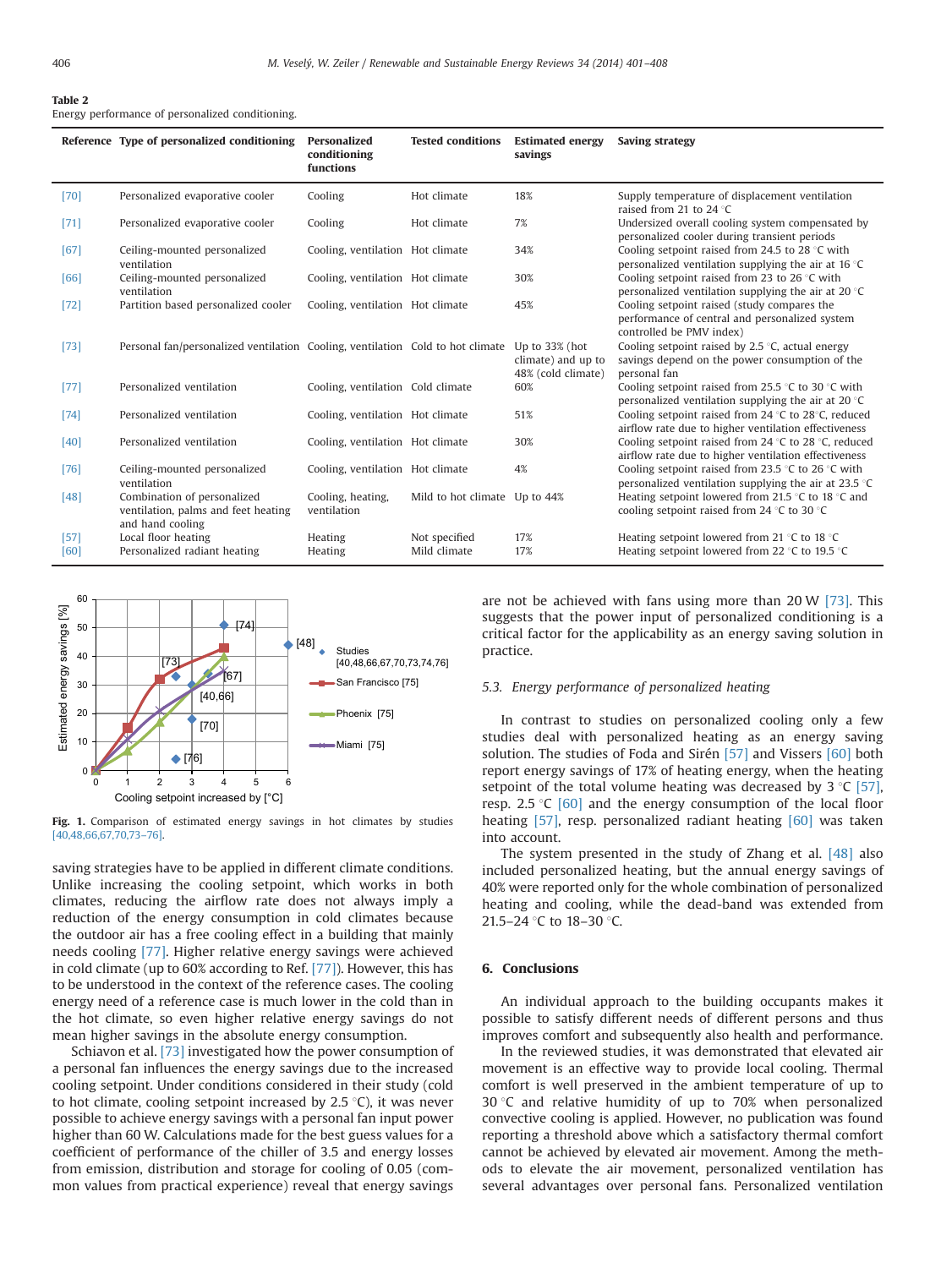**Table 2**
Energy performance of personalized conditioning.

| Reference | Type of personalized conditioning | Personalized conditioning functions | Tested conditions | Estimated energy savings | Saving strategy |
|---|---|---|---|---|---|
| [70] | Personalized evaporative cooler | Cooling | Hot climate | 18% | Supply temperature of displacement ventilation raised from 21 to 24 °C |
| [71] | Personalized evaporative cooler | Cooling | Hot climate | 7% | Undersized overall cooling system compensated by personalized cooler during transient periods |
| [67] | Ceiling-mounted personalized ventilation | Cooling, ventilation | Hot climate | 34% | Cooling setpoint raised from 24.5 to 28 °C with personalized ventilation supplying the air at 16 °C |
| [66] | Ceiling-mounted personalized ventilation | Cooling, ventilation | Hot climate | 30% | Cooling setpoint raised from 23 to 26 °C with personalized ventilation supplying the air at 20 °C |
| [72] | Partition based personalized cooler | Cooling, ventilation | Hot climate | 45% | Cooling setpoint raised (study compares the performance of central and personalized system controlled be PMV index) |
| [73] | Personal fan/personalized ventilation | Cooling, ventilation | Cold to hot climate | Up to 33% (hot climate) and up to 48% (cold climate) | Cooling setpoint raised by 2.5 °C, actual energy savings depend on the power consumption of the personal fan |
| [77] | Personalized ventilation | Cooling, ventilation | Cold climate | 60% | Cooling setpoint raised from 25.5 °C to 30 °C with personalized ventilation supplying the air at 20 °C |
| [74] | Personalized ventilation | Cooling, ventilation | Hot climate | 51% | Cooling setpoint raised from 24 °C to 28°C, reduced airflow rate due to higher ventilation effectiveness |
| [40] | Personalized ventilation | Cooling, ventilation | Hot climate | 30% | Cooling setpoint raised from 24 °C to 28 °C, reduced airflow rate due to higher ventilation effectiveness |
| [76] | Ceiling-mounted personalized ventilation | Cooling, ventilation | Hot climate | 4% | Cooling setpoint raised from 23.5 °C to 26 °C with personalized ventilation supplying the air at 23.5 °C |
| [48] | Combination of personalized ventilation, palms and feet heating and hand cooling | Cooling, heating, ventilation | Mild to hot climate | Up to 44% | Heating setpoint lowered from 21.5 °C to 18 °C and cooling setpoint raised from 24 °C to 30 °C |
| [57] | Local floor heating | Heating | Not specified | 17% | Heating setpoint lowered from 21 °C to 18 °C |
| [60] | Personalized radiant heating | Heating | Mild climate | 17% | Heating setpoint lowered from 22 °C to 19.5 °C |

**Fig. 1.** Comparison of estimated energy savings in hot climates by studies [40,48,66,67,70,73–76].

saving strategies have to be applied in different climate conditions. Unlike increasing the cooling setpoint, which works in both climates, reducing the airflow rate does not always imply a reduction of the energy consumption in cold climates because the outdoor air has a free cooling effect in a building that mainly needs cooling [77]. Higher relative energy savings were achieved in cold climate (up to 60% according to Ref. [77]). However, this has to be understood in the context of the reference cases. The cooling energy need of a reference case is much lower in the cold than in the hot climate, so even higher relative energy savings do not mean higher savings in the absolute energy consumption.

Schiavon et al. [73] investigated how the power consumption of a personal fan influences the energy savings due to the increased cooling setpoint. Under conditions considered in their study (cold to hot climate, cooling setpoint increased by 2.5 °C), it was never possible to achieve energy savings with a personal fan input power higher than 60 W. Calculations made for the best guess values for a coefficient of performance of the chiller of 3.5 and energy losses from emission, distribution and storage for cooling of 0.05 (common values from practical experience) reveal that energy savings are not be achieved with fans using more than 20 W [73]. This suggests that the power input of personalized conditioning is a critical factor for the applicability as an energy saving solution in practice.

### 5.3. Energy performance of personalized heating

In contrast to studies on personalized cooling only a few studies deal with personalized heating as an energy saving solution. The studies of Foda and Sirén [57] and Vissers [60] both report energy savings of 17% of heating energy, when the heating setpoint of the total volume heating was decreased by 3 °C [57], resp. 2.5 °C [60] and the energy consumption of the local floor heating [57], resp. personalized radiant heating [60] was taken into account.

The system presented in the study of Zhang et al. [48] also included personalized heating, but the annual energy savings of 40% were reported only for the whole combination of personalized heating and cooling, while the dead-band was extended from 21.5–24 °C to 18–30 °C.

## 6. Conclusions

An individual approach to the building occupants makes it possible to satisfy different needs of different persons and thus improves comfort and subsequently also health and performance.

In the reviewed studies, it was demonstrated that elevated air movement is an effective way to provide local cooling. Thermal comfort is well preserved in the ambient temperature of up to 30 °C and relative humidity of up to 70% when personalized convective cooling is applied. However, no publication was found reporting a threshold above which a satisfactory thermal comfort cannot be achieved by elevated air movement. Among the methods to elevate the air movement, personalized ventilation has several advantages over personal fans. Personalized ventilation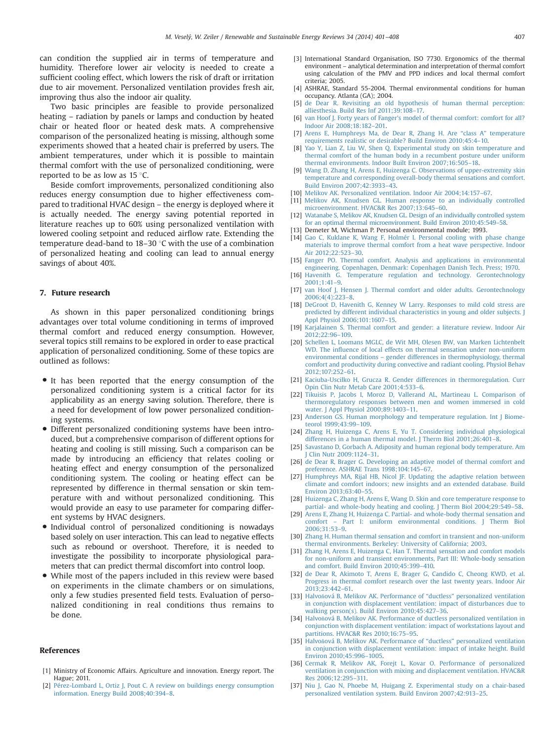can condition the supplied air in terms of temperature and humidity. Therefore lower air velocity is needed to create a sufficient cooling effect, which lowers the risk of draft or irritation due to air movement. Personalized ventilation provides fresh air, improving thus also the indoor air quality.

Two basic principles are feasible to provide personalized heating – radiation by panels or lamps and conduction by heated chair or heated floor or heated desk mats. A comprehensive comparison of the personalized heating is missing, although some experiments showed that a heated chair is preferred by users. The ambient temperatures, under which it is possible to maintain thermal comfort with the use of personalized conditioning, were reported to be as low as 15 °C.

Beside comfort improvements, personalized conditioning also reduces energy consumption due to higher effectiveness compared to traditional HVAC design – the energy is deployed where it is actually needed. The energy saving potential reported in literature reaches up to 60% using personalized ventilation with lowered cooling setpoint and reduced airflow rate. Extending the temperature dead-band to 18–30 °C with the use of a combination of personalized heating and cooling can lead to annual energy savings of about 40%.

## 7. Future research

As shown in this paper personalized conditioning brings advantages over total volume conditioning in terms of improved thermal comfort and reduced energy consumption. However, several topics still remains to be explored in order to ease practical application of personalized conditioning. Some of these topics are outlined as follows:

- It has been reported that the energy consumption of the personalized conditioning system is a critical factor for its applicability as an energy saving solution. Therefore, there is a need for development of low power personalized conditioning systems.
- Different personalized conditioning systems have been introduced, but a comprehensive comparison of different options for heating and cooling is still missing. Such a comparison can be made by introducing an efficiency that relates cooling or heating effect and energy consumption of the personalized conditioning system. The cooling or heating effect can be represented by difference in thermal sensation or skin temperature with and without personalized conditioning. This would provide an easy to use parameter for comparing different systems by HVAC designers.
- Individual control of personalized conditioning is nowadays based solely on user interaction. This can lead to negative effects such as rebound or overshoot. Therefore, it is needed to investigate the possibility to incorporate physiological parameters that can predict thermal discomfort into control loop.
- While most of the papers included in this review were based on experiments in the climate chambers or on simulations, only a few studies presented field tests. Evaluation of personalized conditioning in real conditions thus remains to be done.

## References

[1] Ministry of Economic Affairs. Agriculture and innovation. Energy report. The Hague; 2011.

[2] Pérez-Lombard L, Ortiz J, Pout C. A review on buildings energy consumption information. Energy Build 2008;40:394–8.

[3] International Standard Organisation, ISO 7730. Ergonomics of the thermal environment – analytical determination and interpretation of thermal comfort using calculation of the PMV and PPD indices and local thermal comfort criteria; 2005.

[4] ASHRAE, Standard 55-2004. Thermal environmental conditions for human occupancy. Atlanta (GA); 2004.

[5] de Dear R. Revisiting an old hypothesis of human thermal perception: alliesthesia. Build Res Inf 2011;39:108–17.

[6] van Hoof J. Forty years of Fanger's model of thermal comfort: comfort for all? Indoor Air 2008;18:182–201.

[7] Arens E, Humphreys Ma, de Dear R, Zhang H. Are "class A" temperature requirements realistic or desirable? Build Environ 2010;45:4–10.

[8] Yao Y, Lian Z, Liu W, Shen Q. Experimental study on skin temperature and thermal comfort of the human body in a recumbent posture under uniform thermal environments. Indoor Built Environ 2007;16:505–18.

[9] Wang D, Zhang H, Arens E, Huizenga C. Observations of upper-extremity skin temperature and corresponding overall-body thermal sensations and comfort. Build Environ 2007;42:3933–43.

[10] Melikov AK. Personalized ventilation. Indoor Air 2004;14:157–67.

[11] Melikov AK, Knudsen GL. Human response to an individually controlled microenvironment. HVAC&R Res 2007;13:645–60.

[12] Watanabe S, Melikov AK, Knudsen GL. Design of an individually controlled system for an optimal thermal microenvironment. Build Environ 2010;45:549–58.

[13] Demeter M, Wichman P. Personal environmental module; 1993.

[14] Gao C, Kuklane K, Wang F, Holmér I. Personal cooling with phase change materials to improve thermal comfort from a heat wave perspective. Indoor Air 2012;22:523–30.

[15] Fanger PO. Thermal comfort. Analysis and applications in environmental engineering. Copenhagen, Denmark: Copenhagen Danish Tech. Press; 1970.

[16] Havenith G. Temperature regulation and technology. Gerontechnology 2001;1:41–9.

[17] van Hoof J, Hensen J. Thermal comfort and older adults. Gerontechnology 2006;4(4):223–8.

[18] DeGroot D, Havenith G, Kenney W Larry. Responses to mild cold stress are predicted by different individual characteristics in young and older subjects. J Appl Physiol 2006;101:1607–15.

[19] Karjalainen S. Thermal comfort and gender: a literature review. Indoor Air 2012;22:96–109.

[20] Schellen L, Loomans MGLC, de Wit MH, Olesen BW, van Marken Lichtenbelt WD. The influence of local effects on thermal sensation under non-uniform environmental conditions – gender differences in thermophysiology, thermal comfort and productivity during convective and radiant cooling. Physiol Behav 2012;107:252–61.

[21] Kaciuba-Uscilko H, Grucza R. Gender differences in thermoregulation. Curr Opin Clin Nutr Metab Care 2001;4:533–6.

[22] Tikuisis P, Jacobs I, Moroz D, Vallerand AL, Martineau L. Comparison of thermoregulatory responses between men and women immersed in cold water. J Appl Physiol 2000;89:1403–11.

[23] Anderson GS. Human morphology and temperature regulation. Int J Biometeorol 1999;43:99–109.

[24] Zhang H, Huizenga C, Arens E, Yu T. Considering individual physiological differences in a human thermal model. J Therm Biol 2001;26:401–8.

[25] Savastano D, Gorbach A. Adiposity and human regional body temperature. Am J Clin Nutr 2009:1124–31.

[26] de Dear R, Brager G. Developing an adaptive model of thermal comfort and preference. ASHRAE Trans 1998;104:145–67.

[27] Humphreys MA, Rijal HB, Nicol JF. Updating the adaptive relation between climate and comfort indoors; new insights and an extended database. Build Environ 2013;63:40–55.

[28] Huizenga C, Zhang H, Arens E, Wang D. Skin and core temperature response to partial- and whole-body heating and cooling. J Therm Biol 2004;29:549–58.

[29] Arens E, Zhang H, Huizenga C. Partial- and whole-body thermal sensation and comfort – Part I: uniform environmental conditions. J Therm Biol 2006;31:53–9.

[30] Zhang H. Human thermal sensation and comfort in transient and non-uniform thermal environments. Berkeley: University of California; 2003.

[31] Zhang H, Arens E, Huizenga C, Han T. Thermal sensation and comfort models for non-uniform and transient environments, Part III: Whole-body sensation and comfort. Build Environ 2010;45:399–410.

[32] de Dear R, Akimoto T, Arens E, Brager G, Candido C, Cheong KWD, et al. Progress in thermal comfort research over the last twenty years. Indoor Air 2013;23:442–61.

[33] Halvoňová B, Melikov AK. Performance of "ductless" personalized ventilation in conjunction with displacement ventilation: impact of disturbances due to walking person(s). Build Environ 2010;45:427–36.

[34] Halvoňová B, Melikov AK. Performance of ductless personalized ventilation in conjunction with displacement ventilation: impact of workstations layout and partitions. HVAC&R Res 2010;16:75–95.

[35] Halvoňová B, Melikov AK. Performance of "ductless" personalized ventilation in conjunction with displacement ventilation: impact of intake height. Build Environ 2010;45:996–1005.

[36] Cermak R, Melikov AK, Forejt L, Kovar O. Performance of personalized ventilation in conjunction with mixing and displacement ventilation. HVAC&R Res 2006;12:295–311.

[37] Niu J, Gao N, Phoebe M, Huigang Z. Experimental study on a chair-based personalized ventilation system. Build Environ 2007;42:913–25.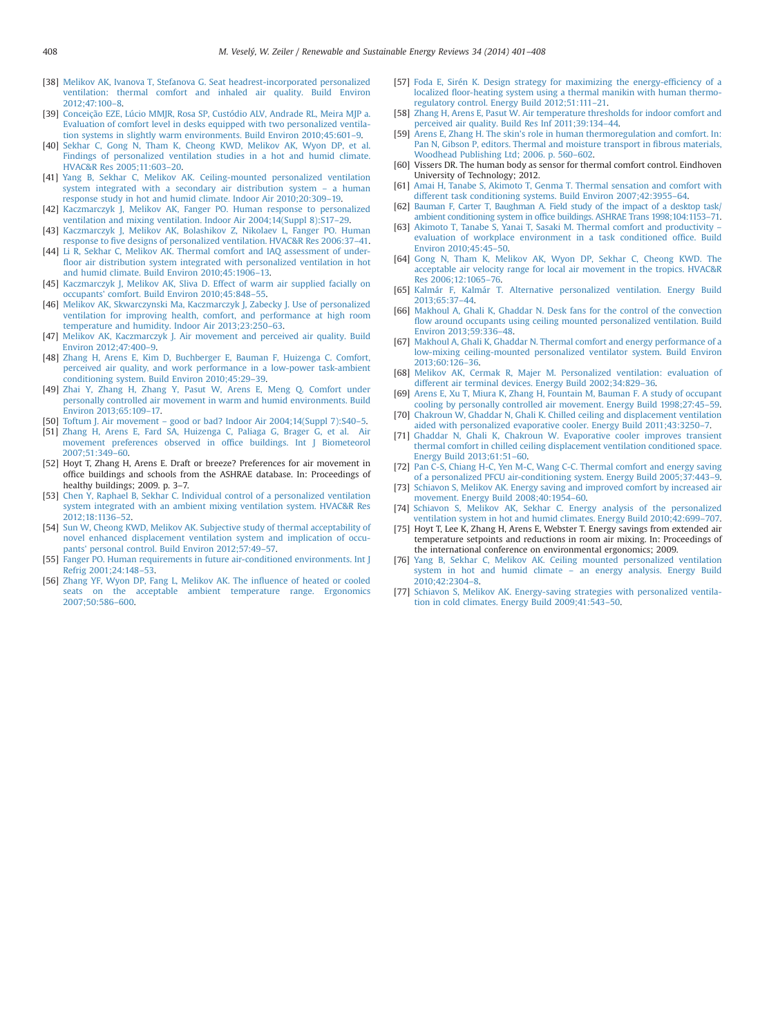[38] Melikov AK, Ivanova T, Stefanova G. Seat headrest-incorporated personalized ventilation: thermal comfort and inhaled air quality. Build Environ 2012;47:100–8.

[39] Conceição EZE, Lúcio MMJR, Rosa SP, Custódio ALV, Andrade RL, Meira MJP a. Evaluation of comfort level in desks equipped with two personalized ventilation systems in slightly warm environments. Build Environ 2010;45:601–9.

[40] Sekhar C, Gong N, Tham K, Cheong KWD, Melikov AK, Wyon DP, et al. Findings of personalized ventilation studies in a hot and humid climate. HVAC&R Res 2005;11:603–20.

[41] Yang B, Sekhar C, Melikov AK. Ceiling-mounted personalized ventilation system integrated with a secondary air distribution system – a human response study in hot and humid climate. Indoor Air 2010;20:309–19.

[42] Kaczmarczyk J, Melikov AK, Fanger PO. Human response to personalized ventilation and mixing ventilation. Indoor Air 2004;14(Suppl 8):S17–29.

[43] Kaczmarczyk J, Melikov AK, Bolashikov Z, Nikolaev L, Fanger PO. Human response to five designs of personalized ventilation. HVAC&R Res 2006:37–41.

[44] Li R, Sekhar C, Melikov AK. Thermal comfort and IAQ assessment of under-floor air distribution system integrated with personalized ventilation in hot and humid climate. Build Environ 2010;45:1906–13.

[45] Kaczmarczyk J, Melikov AK, Sliva D. Effect of warm air supplied facially on occupants' comfort. Build Environ 2010;45:848–55.

[46] Melikov AK, Skwarczynski Ma, Kaczmarczyk J, Zabecky J. Use of personalized ventilation for improving health, comfort, and performance at high room temperature and humidity. Indoor Air 2013;23:250–63.

[47] Melikov AK, Kaczmarczyk J. Air movement and perceived air quality. Build Environ 2012;47:400–9.

[48] Zhang H, Arens E, Kim D, Buchberger E, Bauman F, Huizenga C. Comfort, perceived air quality, and work performance in a low-power task-ambient conditioning system. Build Environ 2010;45:29–39.

[49] Zhai Y, Zhang H, Zhang Y, Pasut W, Arens E, Meng Q. Comfort under personally controlled air movement in warm and humid environments. Build Environ 2013;65:109–17.

[50] Toftum J. Air movement – good or bad? Indoor Air 2004;14(Suppl 7):S40–5.

[51] Zhang H, Arens E, Fard SA, Huizenga C, Paliaga G, Brager G, et al. Air movement preferences observed in office buildings. Int J Biometeorol 2007;51:349–60.

[52] Hoyt T, Zhang H, Arens E. Draft or breeze? Preferences for air movement in office buildings and schools from the ASHRAE database. In: Proceedings of healthy buildings; 2009. p. 3–7.

[53] Chen Y, Raphael B, Sekhar C. Individual control of a personalized ventilation system integrated with an ambient mixing ventilation system. HVAC&R Res 2012;18:1136–52.

[54] Sun W, Cheong KWD, Melikov AK. Subjective study of thermal acceptability of novel enhanced displacement ventilation system and implication of occupants' personal control. Build Environ 2012;57:49–57.

[55] Fanger PO. Human requirements in future air-conditioned environments. Int J Refrig 2001;24:148–53.

[56] Zhang YF, Wyon DP, Fang L, Melikov AK. The influence of heated or cooled seats on the acceptable ambient temperature range. Ergonomics 2007;50:586–600.

[57] Foda E, Sirén K. Design strategy for maximizing the energy-efficiency of a localized floor-heating system using a thermal manikin with human thermo-regulatory control. Energy Build 2012;51:111–21.

[58] Zhang H, Arens E, Pasut W. Air temperature thresholds for indoor comfort and perceived air quality. Build Res Inf 2011;39:134–44.

[59] Arens E, Zhang H. The skin's role in human thermoregulation and comfort. In: Pan N, Gibson P, editors. Thermal and moisture transport in fibrous materials, Woodhead Publishing Ltd; 2006. p. 560–602.

[60] Vissers DR. The human body as sensor for thermal comfort control. Eindhoven University of Technology; 2012.

[61] Amai H, Tanabe S, Akimoto T, Genma T. Thermal sensation and comfort with different task conditioning systems. Build Environ 2007;42:3955–64.

[62] Bauman F, Carter T, Baughman A. Field study of the impact of a desktop task/ambient conditioning system in office buildings. ASHRAE Trans 1998;104:1153–71.

[63] Akimoto T, Tanabe S, Yanai T, Sasaki M. Thermal comfort and productivity – evaluation of workplace environment in a task conditioned office. Build Environ 2010;45:45–50.

[64] Gong N, Tham K, Melikov AK, Wyon DP, Sekhar C, Cheong KWD. The acceptable air velocity range for local air movement in the tropics. HVAC&R Res 2006;12:1065–76.

[65] Kalmár F, Kalmár T. Alternative personalized ventilation. Energy Build 2013;65:37–44.

[66] Makhoul A, Ghali K, Ghaddar N. Desk fans for the control of the convection flow around occupants using ceiling mounted personalized ventilation. Build Environ 2013;59:336–48.

[67] Makhoul A, Ghali K, Ghaddar N. Thermal comfort and energy performance of a low-mixing ceiling-mounted personalized ventilator system. Build Environ 2013;60:126–36.

[68] Melikov AK, Cermak R, Majer M. Personalized ventilation: evaluation of different air terminal devices. Energy Build 2002;34:829–36.

[69] Arens E, Xu T, Miura K, Zhang H, Fountain M, Bauman F. A study of occupant cooling by personally controlled air movement. Energy Build 1998;27:45–59.

[70] Chakroun W, Ghaddar N, Ghali K. Chilled ceiling and displacement ventilation aided with personalized evaporative cooler. Energy Build 2011;43:3250–7.

[71] Ghaddar N, Ghali K, Chakroun W. Evaporative cooler improves transient thermal comfort in chilled ceiling displacement ventilation conditioned space. Energy Build 2013;61:51–60.

[72] Pan C-S, Chiang H-C, Yen M-C, Wang C-C. Thermal comfort and energy saving of a personalized PFCU air-conditioning system. Energy Build 2005;37:443–9.

[73] Schiavon S, Melikov AK. Energy saving and improved comfort by increased air movement. Energy Build 2008;40:1954–60.

[74] Schiavon S, Melikov AK, Sekhar C. Energy analysis of the personalized ventilation system in hot and humid climates. Energy Build 2010;42:699–707.

[75] Hoyt T, Lee K, Zhang H, Arens E, Webster T. Energy savings from extended air temperature setpoints and reductions in room air mixing. In: Proceedings of the international conference on environmental ergonomics; 2009.

[76] Yang B, Sekhar C, Melikov AK. Ceiling mounted personalized ventilation system in hot and humid climate – an energy analysis. Energy Build 2010;42:2304–8.

[77] Schiavon S, Melikov AK. Energy-saving strategies with personalized ventilation in cold climates. Energy Build 2009;41:543–50.